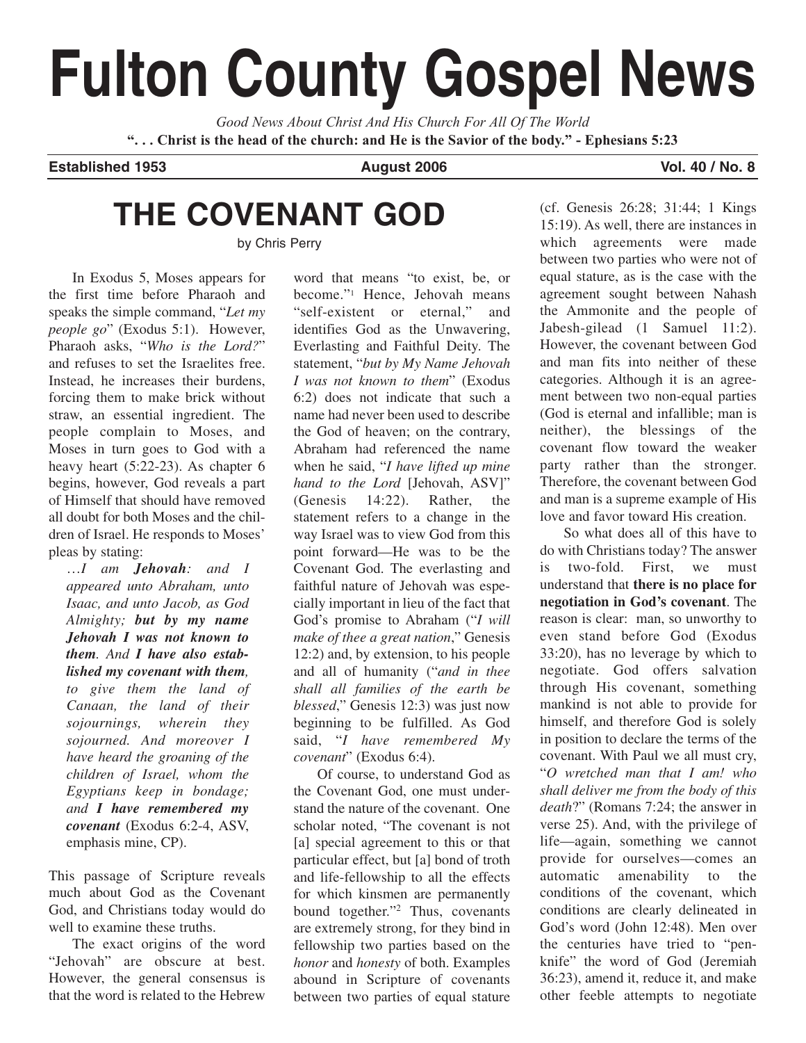# Fulton County Gospel News

*Good News About Christ And His Church For All Of The World*

**". . . Christ is the head of the church: and He is the Savior of the body." - Ephesians 5:23**

**Established 1953** | **August 2006** | **Vol. 40 / No. 8**

## THE COVENANT GOD

by Chris Perry

In Exodus 5, Moses appears for the first time before Pharaoh and speaks the simple command, "*Let my people go*" (Exodus 5:1). However, Pharaoh asks, "*Who is the Lord?*" and refuses to set the Israelites free. Instead, he increases their burdens, forcing them to make brick without straw, an essential ingredient. The people complain to Moses, and Moses in turn goes to God with a heavy heart (5:22-23). As chapter 6 begins, however, God reveals a part of Himself that should have removed all doubt for both Moses and the children of Israel. He responds to Moses' pleas by stating:

> *…I am **Jehovah**: and I appeared unto Abraham, unto Isaac, and unto Jacob, as God Almighty; **but by my name Jehovah I was not known to them**. And **I have also established my covenant with them**, to give them the land of Canaan, the land of their sojournings, wherein they sojourned. And moreover I have heard the groaning of the children of Israel, whom the Egyptians keep in bondage; and **I have remembered my covenant*** (Exodus 6:2-4, ASV, emphasis mine, CP).

This passage of Scripture reveals much about God as the Covenant God, and Christians today would do well to examine these truths.

The exact origins of the word "Jehovah" are obscure at best. However, the general consensus is that the word is related to the Hebrew word that means "to exist, be, or become."[1] Hence, Jehovah means "self-existent or eternal," and identifies God as the Unwavering, Everlasting and Faithful Deity. The statement, "*but by My Name Jehovah I was not known to them*" (Exodus 6:2) does not indicate that such a name had never been used to describe the God of heaven; on the contrary, Abraham had referenced the name when he said, "*I have lifted up mine hand to the Lord* [Jehovah, ASV]" (Genesis 14:22). Rather, the statement refers to a change in the way Israel was to view God from this point forward—He was to be the Covenant God. The everlasting and faithful nature of Jehovah was especially important in lieu of the fact that God's promise to Abraham ("*I will make of thee a great nation*," Genesis 12:2) and, by extension, to his people and all of humanity ("*and in thee shall all families of the earth be blessed*," Genesis 12:3) was just now beginning to be fulfilled. As God said, "*I have remembered My covenant*" (Exodus 6:4).

Of course, to understand God as the Covenant God, one must understand the nature of the covenant. One scholar noted, "The covenant is not [a] special agreement to this or that particular effect, but [a] bond of troth and life-fellowship to all the effects for which kinsmen are permanently bound together."[2] Thus, covenants are extremely strong, for they bind in fellowship two parties based on the *honor* and *honesty* of both. Examples abound in Scripture of covenants between two parties of equal stature (cf. Genesis 26:28; 31:44; 1 Kings 15:19). As well, there are instances in which agreements were made between two parties who were not of equal stature, as is the case with the agreement sought between Nahash the Ammonite and the people of Jabesh-gilead (1 Samuel 11:2). However, the covenant between God and man fits into neither of these categories. Although it is an agreement between two non-equal parties (God is eternal and infallible; man is neither), the blessings of the covenant flow toward the weaker party rather than the stronger. Therefore, the covenant between God and man is a supreme example of His love and favor toward His creation.

So what does all of this have to do with Christians today? The answer is two-fold. First, we must understand that **there is no place for negotiation in God's covenant**. The reason is clear: man, so unworthy to even stand before God (Exodus 33:20), has no leverage by which to negotiate. God offers salvation through His covenant, something mankind is not able to provide for himself, and therefore God is solely in position to declare the terms of the covenant. With Paul we all must cry, "*O wretched man that I am! who shall deliver me from the body of this death*?" (Romans 7:24; the answer in verse 25). And, with the privilege of life—again, something we cannot provide for ourselves—comes an automatic amenability to the conditions of the covenant, which conditions are clearly delineated in God's word (John 12:48). Men over the centuries have tried to "penknife" the word of God (Jeremiah 36:23), amend it, reduce it, and make other feeble attempts to negotiate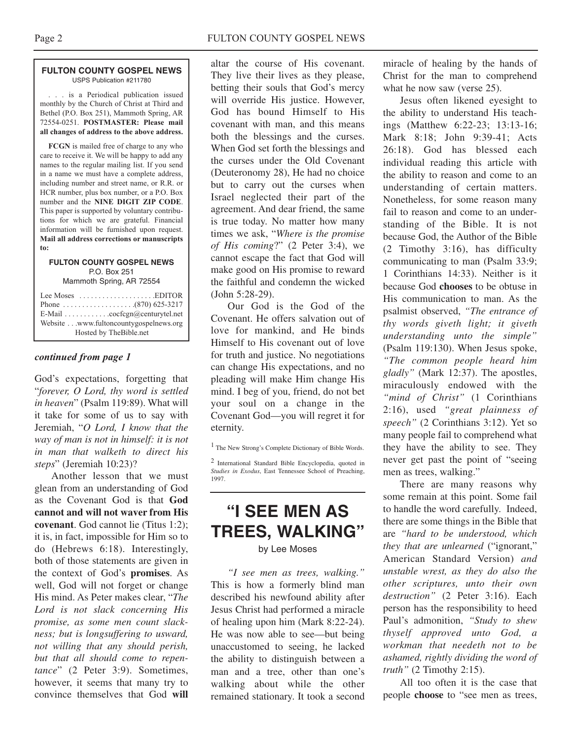**FULTON COUNTY GOSPEL NEWS**
USPS Publication #211780

. . . is a Periodical publication issued monthly by the Church of Christ at Third and Bethel (P.O. Box 251), Mammoth Spring, AR 72554-0251. **POSTMASTER: Please mail all changes of address to the above address.**

**FCGN** is mailed free of charge to any who care to receive it. We will be happy to add any names to the regular mailing list. If you send in a name we must have a complete address, including number and street name, or R.R. or HCR number, plus box number, or a P.O. Box number and the **NINE DIGIT ZIP CODE**. This paper is supported by voluntary contributions for which we are grateful. Financial information will be furnished upon request. **Mail all address corrections or manuscripts to:**

**FULTON COUNTY GOSPEL NEWS**
P.O. Box 251
Mammoth Spring, AR 72554

Lee Moses . . . . . . . . . . . . . . . . . . . .EDITOR
Phone . . . . . . . . . . . . . . . . . . .(870) 625-3217
E-Mail . . . . . . . . . . . .cocfcgn@centurytel.net
Website . . .www.fultoncountygospelnews.org
Hosted by TheBible.net

***continued from page 1***

God's expectations, forgetting that "*forever, O Lord, thy word is settled in heaven*" (Psalm 119:89). What will it take for some of us to say with Jeremiah, "*O Lord, I know that the way of man is not in himself: it is not in man that walketh to direct his steps*" (Jeremiah 10:23)?

Another lesson that we must glean from an understanding of God as the Covenant God is that **God cannot and will not waver from His covenant**. God cannot lie (Titus 1:2); it is, in fact, impossible for Him so to do (Hebrews 6:18). Interestingly, both of those statements are given in the context of God's **promises**. As well, God will not forget or change His mind. As Peter makes clear, "*The Lord is not slack concerning His promise, as some men count slackness; but is longsuffering to usward, not willing that any should perish, but that all should come to repentance*" (2 Peter 3:9). Sometimes, however, it seems that many try to convince themselves that God **will** altar the course of His covenant. They live their lives as they please, betting their souls that God's mercy will override His justice. However, God has bound Himself to His covenant with man, and this means both the blessings and the curses. When God set forth the blessings and the curses under the Old Covenant (Deuteronomy 28), He had no choice but to carry out the curses when Israel neglected their part of the agreement. And dear friend, the same is true today. No matter how many times we ask, "*Where is the promise of His coming*?" (2 Peter 3:4), we cannot escape the fact that God will make good on His promise to reward the faithful and condemn the wicked (John 5:28-29).

Our God is the God of the Covenant. He offers salvation out of love for mankind, and He binds Himself to His covenant out of love for truth and justice. No negotiations can change His expectations, and no pleading will make Him change His mind. I beg of you, friend, do not bet your soul on a change in the Covenant God—you will regret it for eternity.

[1] The New Strong's Complete Dictionary of Bible Words.

[2] International Standard Bible Encyclopedia, quoted in *Studies in Exodus*, East Tennessee School of Preaching, 1997.

# "I SEE MEN AS TREES, WALKING"

by Lee Moses

*"I see men as trees, walking."* This is how a formerly blind man described his newfound ability after Jesus Christ had performed a miracle of healing upon him (Mark 8:22-24). He was now able to see—but being unaccustomed to seeing, he lacked the ability to distinguish between a man and a tree, other than one's walking about while the other remained stationary. It took a second miracle of healing by the hands of Christ for the man to comprehend what he now saw (verse 25).

Jesus often likened eyesight to the ability to understand His teachings (Matthew 6:22-23; 13:13-16; Mark 8:18; John 9:39-41; Acts 26:18). God has blessed each individual reading this article with the ability to reason and come to an understanding of certain matters. Nonetheless, for some reason many fail to reason and come to an understanding of the Bible. It is not because God, the Author of the Bible (2 Timothy 3:16), has difficulty communicating to man (Psalm 33:9; 1 Corinthians 14:33). Neither is it because God **chooses** to be obtuse in His communication to man. As the psalmist observed, *"The entrance of thy words giveth light; it giveth understanding unto the simple"* (Psalm 119:130). When Jesus spoke, *"The common people heard him gladly"* (Mark 12:37). The apostles, miraculously endowed with the *"mind of Christ"* (1 Corinthians 2:16), used *"great plainness of speech"* (2 Corinthians 3:12). Yet so many people fail to comprehend what they have the ability to see. They never get past the point of "seeing men as trees, walking."

There are many reasons why some remain at this point. Some fail to handle the word carefully. Indeed, there are some things in the Bible that are *"hard to be understood, which they that are unlearned* ("ignorant," American Standard Version) *and unstable wrest, as they do also the other scriptures, unto their own destruction"* (2 Peter 3:16). Each person has the responsibility to heed Paul's admonition, *"Study to shew thyself approved unto God, a workman that needeth not to be ashamed, rightly dividing the word of truth"* (2 Timothy 2:15).

All too often it is the case that people **choose** to "see men as trees,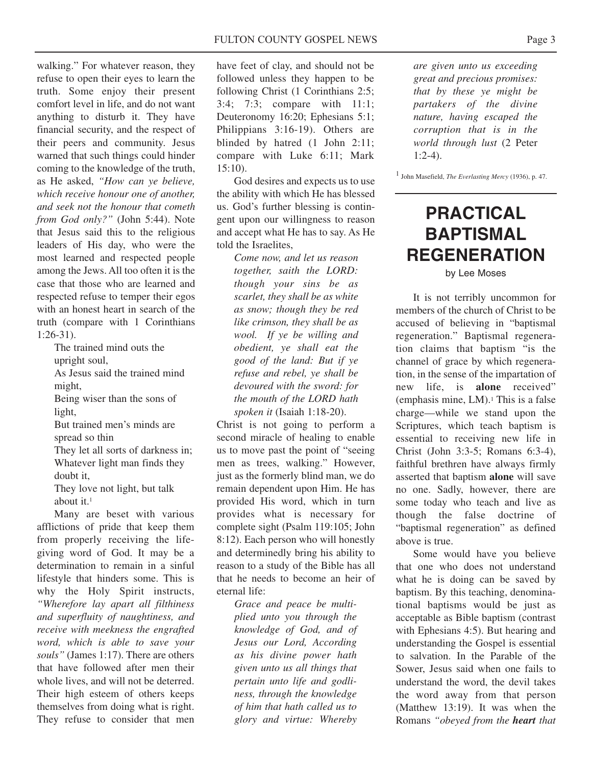walking." For whatever reason, they refuse to open their eyes to learn the truth. Some enjoy their present comfort level in life, and do not want anything to disturb it. They have financial security, and the respect of their peers and community. Jesus warned that such things could hinder coming to the knowledge of the truth, as He asked, *"How can ye believe, which receive honour one of another, and seek not the honour that cometh from God only?"* (John 5:44). Note that Jesus said this to the religious leaders of His day, who were the most learned and respected people among the Jews. All too often it is the case that those who are learned and respected refuse to temper their egos with an honest heart in search of the truth (compare with 1 Corinthians 1:26-31).

> The trained mind outs the upright soul,
> As Jesus said the trained mind might,
> Being wiser than the sons of light,
> But trained men's minds are spread so thin
> They let all sorts of darkness in;
> Whatever light man finds they doubt it,
> They love not light, but talk about it.[1]

Many are beset with various afflictions of pride that keep them from properly receiving the life-giving word of God. It may be a determination to remain in a sinful lifestyle that hinders some. This is why the Holy Spirit instructs, *"Wherefore lay apart all filthiness and superfluity of naughtiness, and receive with meekness the engrafted word, which is able to save your souls"* (James 1:17). There are others that have followed after men their whole lives, and will not be deterred. Their high esteem of others keeps themselves from doing what is right. They refuse to consider that men have feet of clay, and should not be followed unless they happen to be following Christ (1 Corinthians 2:5; 3:4; 7:3; compare with 11:1; Deuteronomy 16:20; Ephesians 5:1; Philippians 3:16-19). Others are blinded by hatred (1 John 2:11; compare with Luke 6:11; Mark 15:10).

God desires and expects us to use the ability with which He has blessed us. God's further blessing is contingent upon our willingness to reason and accept what He has to say. As He told the Israelites,

> *Come now, and let us reason together, saith the LORD: though your sins be as scarlet, they shall be as white as snow; though they be red like crimson, they shall be as wool. If ye be willing and obedient, ye shall eat the good of the land: But if ye refuse and rebel, ye shall be devoured with the sword: for the mouth of the LORD hath spoken it* (Isaiah 1:18-20).

Christ is not going to perform a second miracle of healing to enable us to move past the point of "seeing men as trees, walking." However, just as the formerly blind man, we do remain dependent upon Him. He has provided His word, which in turn provides what is necessary for complete sight (Psalm 119:105; John 8:12). Each person who will honestly and determinedly bring his ability to reason to a study of the Bible has all that he needs to become an heir of eternal life:

> *Grace and peace be multiplied unto you through the knowledge of God, and of Jesus our Lord, According as his divine power hath given unto us all things that pertain unto life and godliness, through the knowledge of him that hath called us to glory and virtue: Whereby are given unto us exceeding great and precious promises: that by these ye might be partakers of the divine nature, having escaped the corruption that is in the world through lust* (2 Peter 1:2-4).

[1] John Masefield, *The Everlasting Mercy* (1936), p. 47.

# PRACTICAL BAPTISMAL REGENERATION

by Lee Moses

It is not terribly uncommon for members of the church of Christ to be accused of believing in "baptismal regeneration." Baptismal regeneration claims that baptism "is the channel of grace by which regeneration, in the sense of the impartation of new life, is **alone** received" (emphasis mine, LM).[1] This is a false charge—while we stand upon the Scriptures, which teach baptism is essential to receiving new life in Christ (John 3:3-5; Romans 6:3-4), faithful brethren have always firmly asserted that baptism **alone** will save no one. Sadly, however, there are some today who teach and live as though the false doctrine of "baptismal regeneration" as defined above is true.

Some would have you believe that one who does not understand what he is doing can be saved by baptism. By this teaching, denominational baptisms would be just as acceptable as Bible baptism (contrast with Ephesians 4:5). But hearing and understanding the Gospel is essential to salvation. In the Parable of the Sower, Jesus said when one fails to understand the word, the devil takes the word away from that person (Matthew 13:19). It was when the Romans *"obeyed from the **heart** that*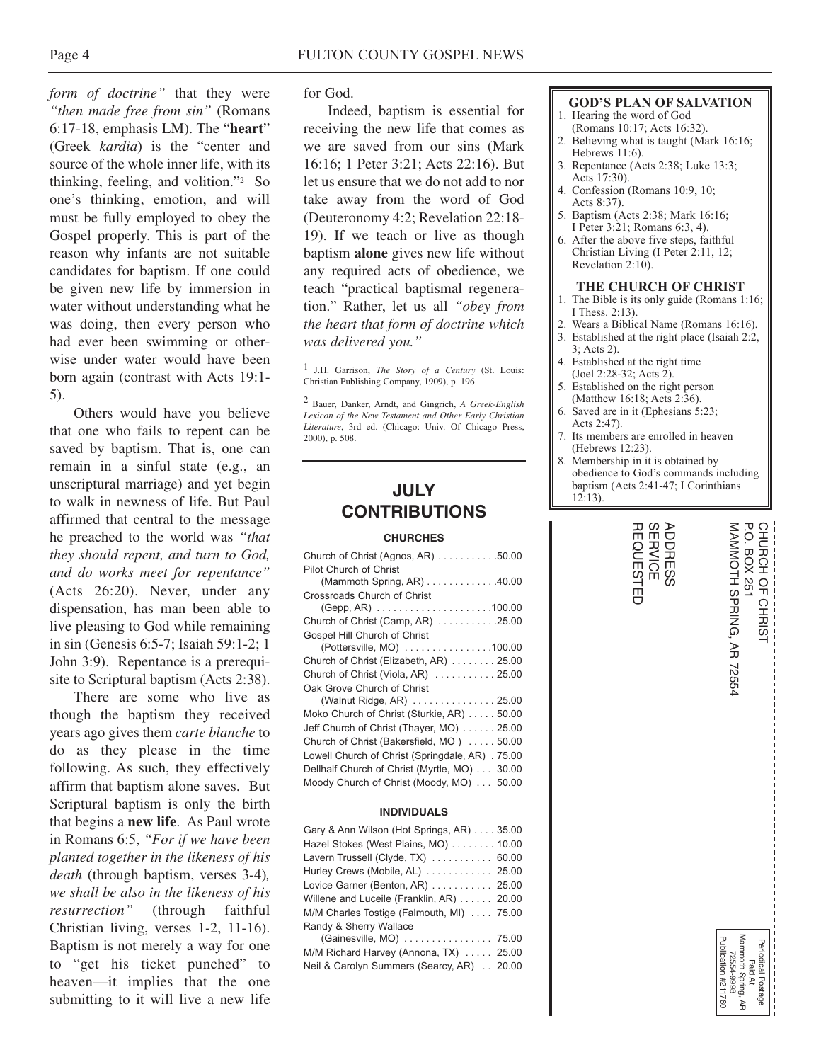*form of doctrine"* that they were *"then made free from sin"* (Romans 6:17-18, emphasis LM). The "**heart**" (Greek *kardia*) is the "center and source of the whole inner life, with its thinking, feeling, and volition."[2] So one's thinking, emotion, and will must be fully employed to obey the Gospel properly. This is part of the reason why infants are not suitable candidates for baptism. If one could be given new life by immersion in water without understanding what he was doing, then every person who had ever been swimming or otherwise under water would have been born again (contrast with Acts 19:1-5).

Others would have you believe that one who fails to repent can be saved by baptism. That is, one can remain in a sinful state (e.g., an unscriptural marriage) and yet begin to walk in newness of life. But Paul affirmed that central to the message he preached to the world was *"that they should repent, and turn to God, and do works meet for repentance"* (Acts 26:20). Never, under any dispensation, has man been able to live pleasing to God while remaining in sin (Genesis 6:5-7; Isaiah 59:1-2; 1 John 3:9). Repentance is a prerequisite to Scriptural baptism (Acts 2:38).

There are some who live as though the baptism they received years ago gives them *carte blanche* to do as they please in the time following. As such, they effectively affirm that baptism alone saves. But Scriptural baptism is only the birth that begins a **new life**. As Paul wrote in Romans 6:5, *"For if we have been planted together in the likeness of his death* (through baptism, verses 3-4)*, we shall be also in the likeness of his resurrection"* (through faithful Christian living, verses 1-2, 11-16). Baptism is not merely a way for one to "get his ticket punched" to heaven—it implies that the one submitting to it will live a new life for God.

Indeed, baptism is essential for receiving the new life that comes as we are saved from our sins (Mark 16:16; 1 Peter 3:21; Acts 22:16). But let us ensure that we do not add to nor take away from the word of God (Deuteronomy 4:2; Revelation 22:18-19). If we teach or live as though baptism **alone** gives new life without any required acts of obedience, we teach "practical baptismal regeneration." Rather, let us all *"obey from the heart that form of doctrine which was delivered you."*

[1] J.H. Garrison, *The Story of a Century* (St. Louis: Christian Publishing Company, 1909), p. 196

[2] Bauer, Danker, Arndt, and Gingrich, *A Greek-English Lexicon of the New Testament and Other Early Christian Literature*, 3rd ed. (Chicago: Univ. Of Chicago Press, 2000), p. 508.

## JULY CONTRIBUTIONS

### CHURCHES

| | |
|---|---|
| Church of Christ (Agnos, AR) | 50.00 |
| Pilot Church of Christ (Mammoth Spring, AR) | 40.00 |
| Crossroads Church of Christ (Gepp, AR) | 100.00 |
| Church of Christ (Camp, AR) | 25.00 |
| Gospel Hill Church of Christ (Pottersville, MO) | 100.00 |
| Church of Christ (Elizabeth, AR) | 25.00 |
| Church of Christ (Viola, AR) | 25.00 |
| Oak Grove Church of Christ (Walnut Ridge, AR) | 25.00 |
| Moko Church of Christ (Sturkie, AR) | 50.00 |
| Jeff Church of Christ (Thayer, MO) | 25.00 |
| Church of Christ (Bakersfield, MO ) | 50.00 |
| Lowell Church of Christ (Springdale, AR) | 75.00 |
| Dellhalf Church of Christ (Myrtle, MO) | 30.00 |
| Moody Church of Christ (Moody, MO) | 50.00 |

### INDIVIDUALS

| | |
|---|---|
| Gary & Ann Wilson (Hot Springs, AR) | 35.00 |
| Hazel Stokes (West Plains, MO) | 10.00 |
| Lavern Trussell (Clyde, TX) | 60.00 |
| Hurley Crews (Mobile, AL) | 25.00 |
| Lovice Garner (Benton, AR) | 25.00 |
| Willene and Luceile (Franklin, AR) | 20.00 |
| M/M Charles Tostige (Falmouth, MI) | 75.00 |
| Randy & Sherry Wallace (Gainesville, MO) | 75.00 |
| M/M Richard Harvey (Annona, TX) | 25.00 |
| Neil & Carolyn Summers (Searcy, AR) | 20.00 |

### GOD'S PLAN OF SALVATION

1. Hearing the word of God (Romans 10:17; Acts 16:32).
2. Believing what is taught (Mark 16:16; Hebrews 11:6).
3. Repentance (Acts 2:38; Luke 13:3; Acts 17:30).
4. Confession (Romans 10:9, 10; Acts 8:37).
5. Baptism (Acts 2:38; Mark 16:16; I Peter 3:21; Romans 6:3, 4).
6. After the above five steps, faithful Christian Living (I Peter 2:11, 12; Revelation 2:10).

### THE CHURCH OF CHRIST

1. The Bible is its only guide (Romans 1:16; I Thess. 2:13).
2. Wears a Biblical Name (Romans 16:16).
3. Established at the right place (Isaiah 2:2, 3; Acts 2).
4. Established at the right time (Joel 2:28-32; Acts 2).
5. Established on the right person (Matthew 16:18; Acts 2:36).
6. Saved are in it (Ephesians 5:23; Acts 2:47).
7. Its members are enrolled in heaven (Hebrews 12:23).
8. Membership in it is obtained by obedience to God's commands including baptism (Acts 2:41-47; I Corinthians 12:13).

CHURCH OF CHRIST
P.O. BOX 251
MAMMOTH SPRING, AR 72554

ADDRESS
SERVICE
REQUESTED

Periodical Postage
Paid At
Mammoth Spring, AR
72554-9998
Publication #211780